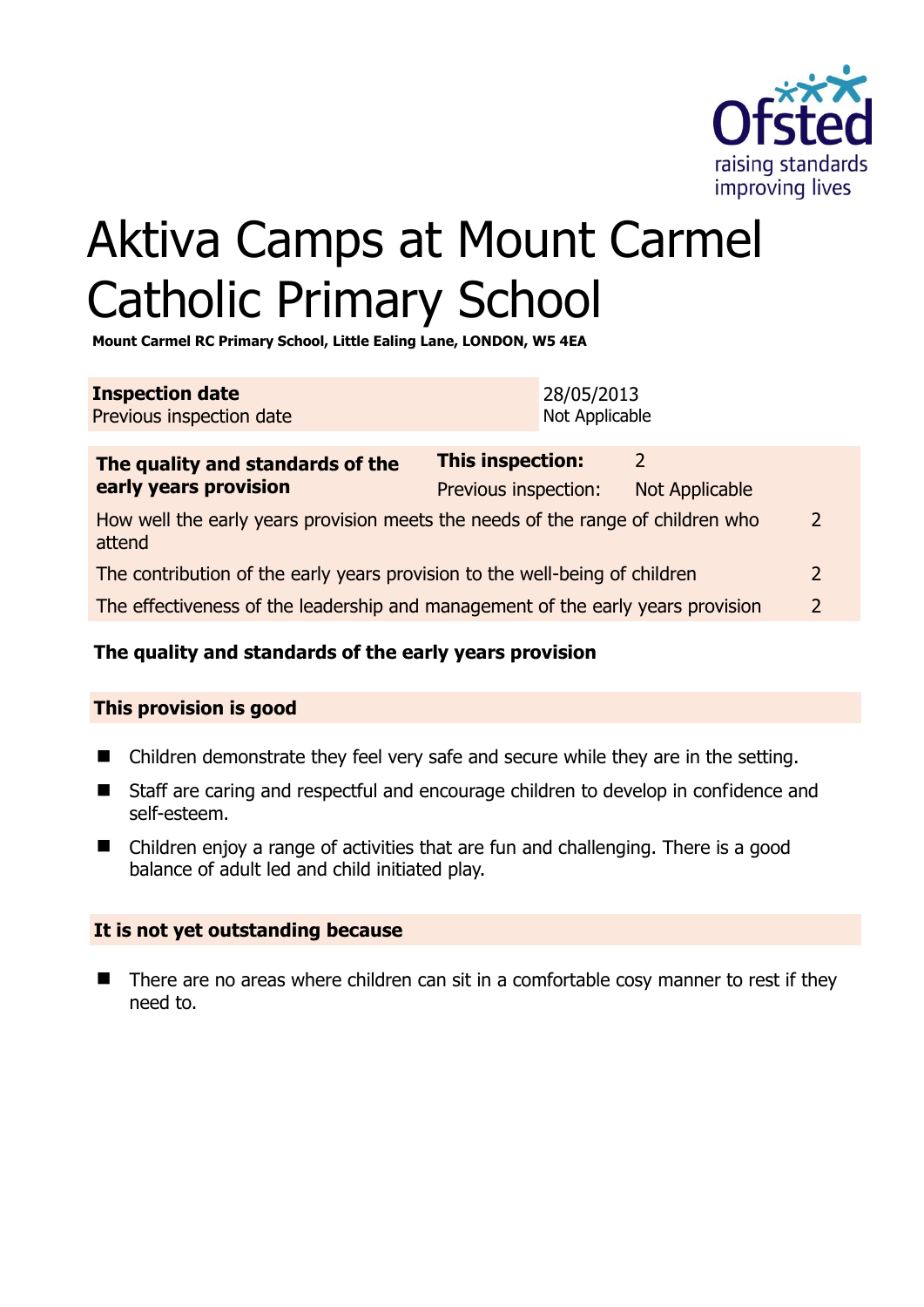# Aktiva Camps at Mount Carmel Catholic Primary School

**Mount Carmel RC Primary School, Little Ealing Lane, LONDON, W5 4EA**

| | |
|---|---|
| **Inspection date** | 28/05/2013 |
| Previous inspection date | Not Applicable |

| **The quality and standards of the early years provision** | **This inspection:** | 2 |
|---|---|---|
| | Previous inspection: | Not Applicable |
| How well the early years provision meets the needs of the range of children who attend | | 2 |
| The contribution of the early years provision to the well-being of children | | 2 |
| The effectiveness of the leadership and management of the early years provision | | 2 |

**The quality and standards of the early years provision**

**This provision is good**

- Children demonstrate they feel very safe and secure while they are in the setting.
- Staff are caring and respectful and encourage children to develop in confidence and self-esteem.
- Children enjoy a range of activities that are fun and challenging. There is a good balance of adult led and child initiated play.

**It is not yet outstanding because**

- There are no areas where children can sit in a comfortable cosy manner to rest if they need to.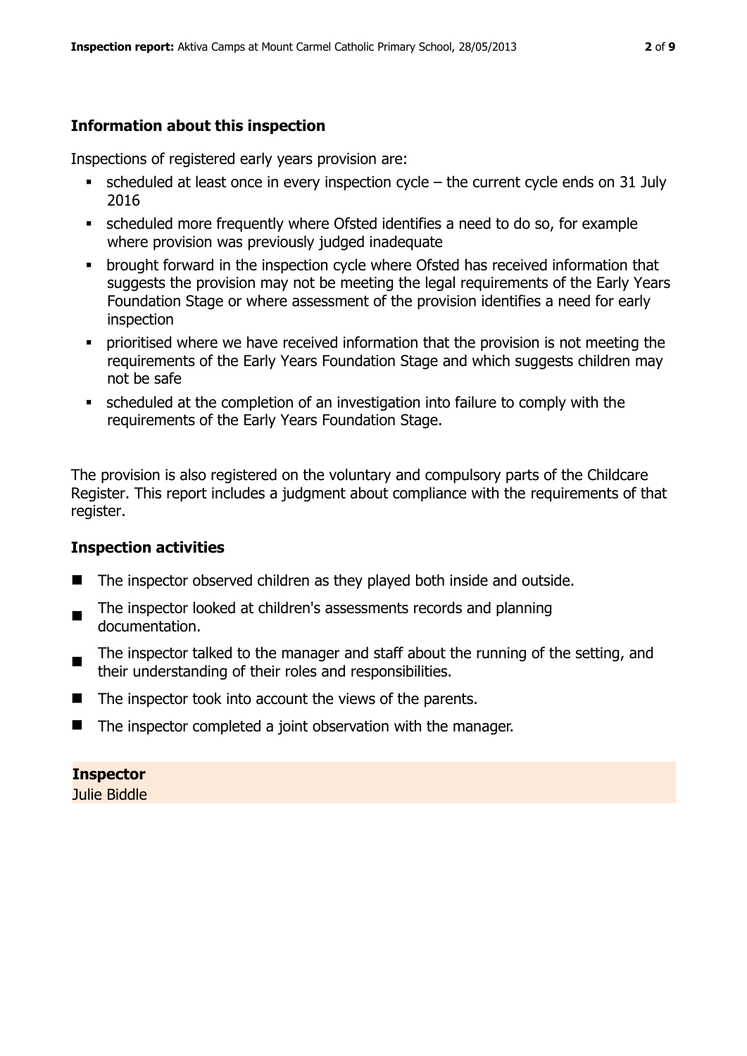## Information about this inspection

Inspections of registered early years provision are:

- scheduled at least once in every inspection cycle – the current cycle ends on 31 July 2016
- scheduled more frequently where Ofsted identifies a need to do so, for example where provision was previously judged inadequate
- brought forward in the inspection cycle where Ofsted has received information that suggests the provision may not be meeting the legal requirements of the Early Years Foundation Stage or where assessment of the provision identifies a need for early inspection
- prioritised where we have received information that the provision is not meeting the requirements of the Early Years Foundation Stage and which suggests children may not be safe
- scheduled at the completion of an investigation into failure to comply with the requirements of the Early Years Foundation Stage.

The provision is also registered on the voluntary and compulsory parts of the Childcare Register. This report includes a judgment about compliance with the requirements of that register.

## Inspection activities

- The inspector observed children as they played both inside and outside.
- The inspector looked at children's assessments records and planning documentation.
- The inspector talked to the manager and staff about the running of the setting, and their understanding of their roles and responsibilities.
- The inspector took into account the views of the parents.
- The inspector completed a joint observation with the manager.

**Inspector**

Julie Biddle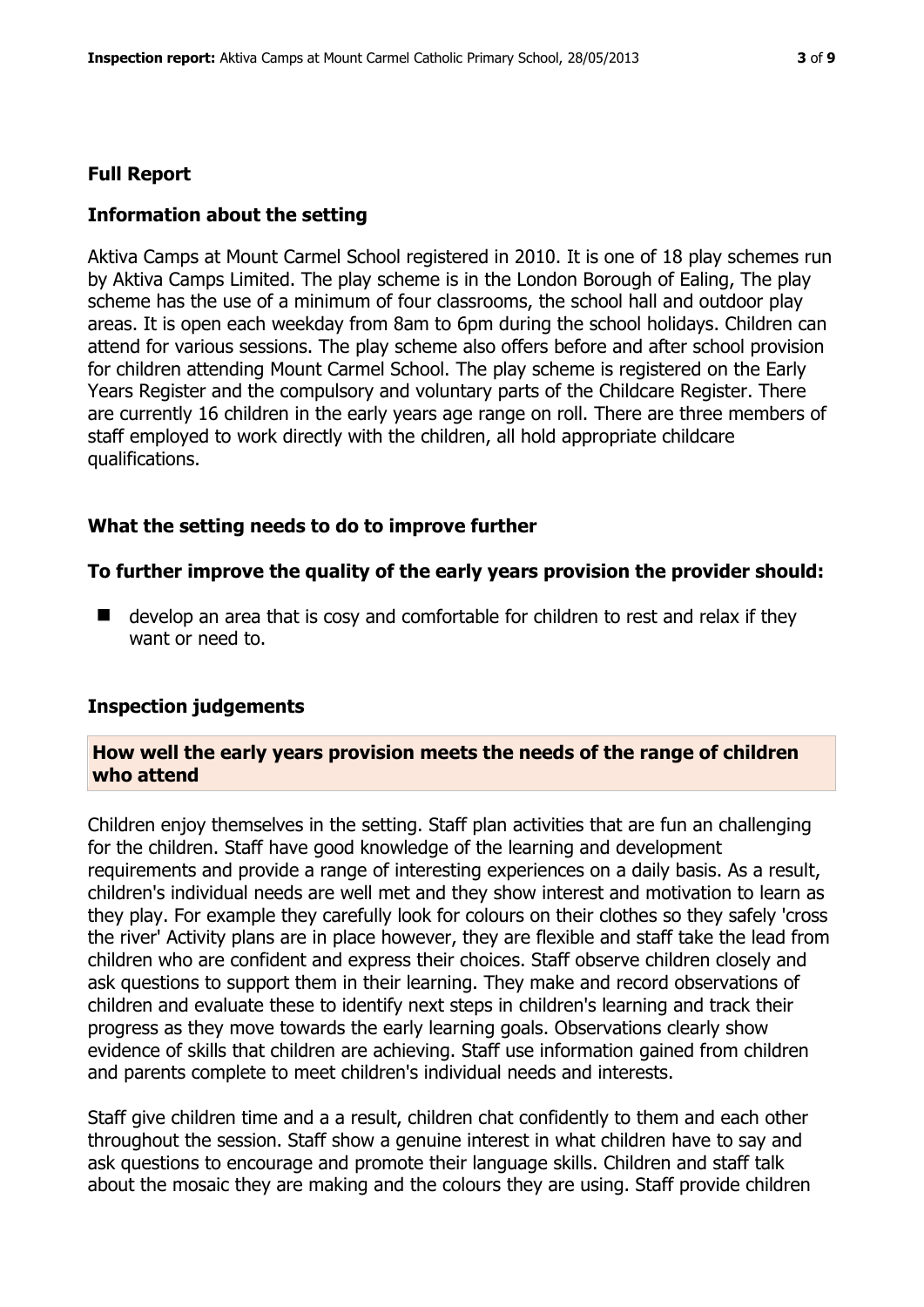## Full Report

### Information about the setting

Aktiva Camps at Mount Carmel School registered in 2010. It is one of 18 play schemes run by Aktiva Camps Limited. The play scheme is in the London Borough of Ealing, The play scheme has the use of a minimum of four classrooms, the school hall and outdoor play areas. It is open each weekday from 8am to 6pm during the school holidays. Children can attend for various sessions. The play scheme also offers before and after school provision for children attending Mount Carmel School. The play scheme is registered on the Early Years Register and the compulsory and voluntary parts of the Childcare Register. There are currently 16 children in the early years age range on roll. There are three members of staff employed to work directly with the children, all hold appropriate childcare qualifications.

### What the setting needs to do to improve further

#### To further improve the quality of the early years provision the provider should:

- develop an area that is cosy and comfortable for children to rest and relax if they want or need to.

### Inspection judgements

#### How well the early years provision meets the needs of the range of children who attend

Children enjoy themselves in the setting. Staff plan activities that are fun an challenging for the children. Staff have good knowledge of the learning and development requirements and provide a range of interesting experiences on a daily basis. As a result, children's individual needs are well met and they show interest and motivation to learn as they play. For example they carefully look for colours on their clothes so they safely 'cross the river' Activity plans are in place however, they are flexible and staff take the lead from children who are confident and express their choices. Staff observe children closely and ask questions to support them in their learning. They make and record observations of children and evaluate these to identify next steps in children's learning and track their progress as they move towards the early learning goals. Observations clearly show evidence of skills that children are achieving. Staff use information gained from children and parents complete to meet children's individual needs and interests.

Staff give children time and a a result, children chat confidently to them and each other throughout the session. Staff show a genuine interest in what children have to say and ask questions to encourage and promote their language skills. Children and staff talk about the mosaic they are making and the colours they are using. Staff provide children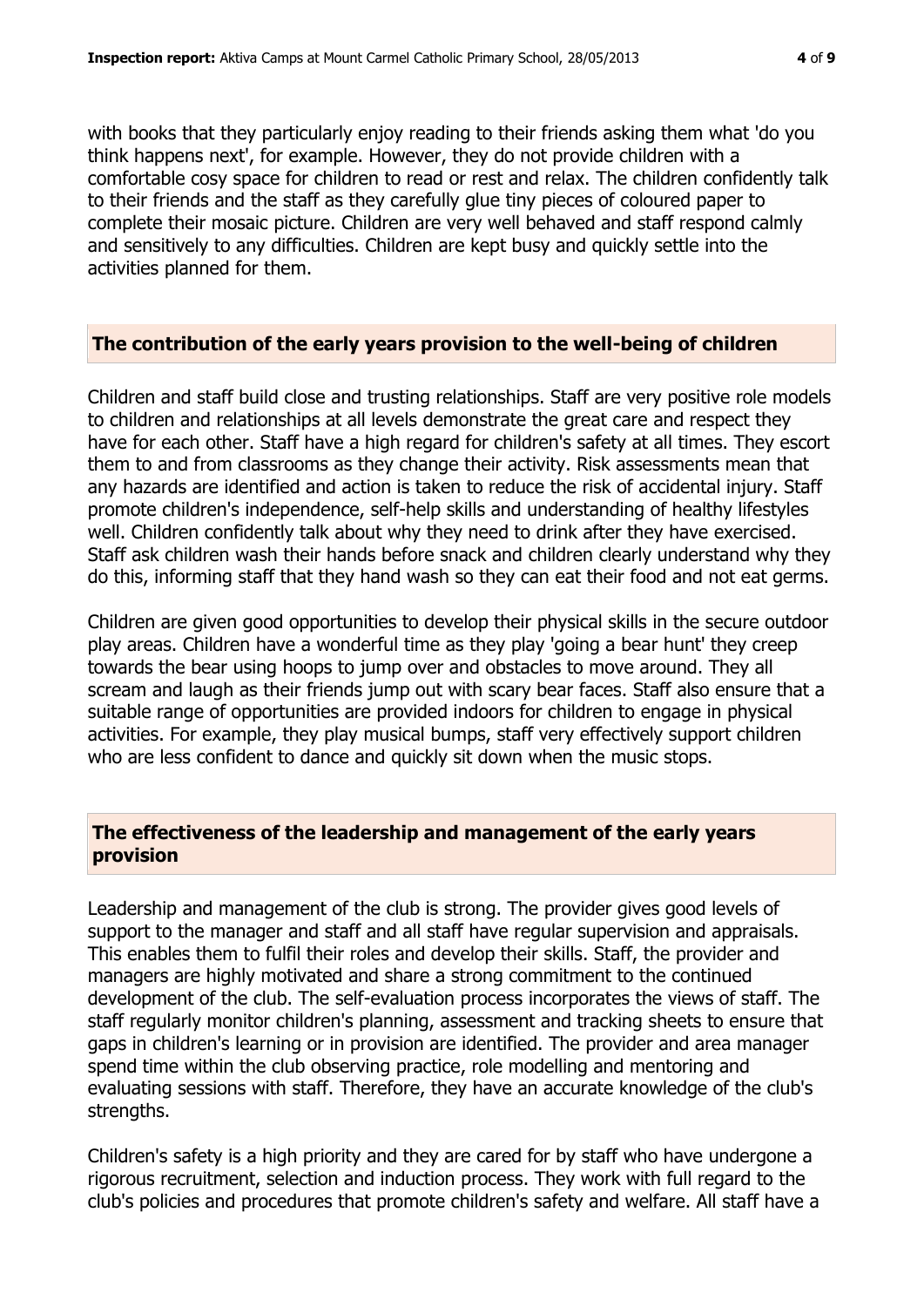with books that they particularly enjoy reading to their friends asking them what 'do you think happens next', for example. However, they do not provide children with a comfortable cosy space for children to read or rest and relax. The children confidently talk to their friends and the staff as they carefully glue tiny pieces of coloured paper to complete their mosaic picture. Children are very well behaved and staff respond calmly and sensitively to any difficulties. Children are kept busy and quickly settle into the activities planned for them.

## The contribution of the early years provision to the well-being of children

Children and staff build close and trusting relationships. Staff are very positive role models to children and relationships at all levels demonstrate the great care and respect they have for each other. Staff have a high regard for children's safety at all times. They escort them to and from classrooms as they change their activity. Risk assessments mean that any hazards are identified and action is taken to reduce the risk of accidental injury. Staff promote children's independence, self-help skills and understanding of healthy lifestyles well. Children confidently talk about why they need to drink after they have exercised. Staff ask children wash their hands before snack and children clearly understand why they do this, informing staff that they hand wash so they can eat their food and not eat germs.

Children are given good opportunities to develop their physical skills in the secure outdoor play areas. Children have a wonderful time as they play 'going a bear hunt' they creep towards the bear using hoops to jump over and obstacles to move around. They all scream and laugh as their friends jump out with scary bear faces. Staff also ensure that a suitable range of opportunities are provided indoors for children to engage in physical activities. For example, they play musical bumps, staff very effectively support children who are less confident to dance and quickly sit down when the music stops.

## The effectiveness of the leadership and management of the early years provision

Leadership and management of the club is strong. The provider gives good levels of support to the manager and staff and all staff have regular supervision and appraisals. This enables them to fulfil their roles and develop their skills. Staff, the provider and managers are highly motivated and share a strong commitment to the continued development of the club. The self-evaluation process incorporates the views of staff. The staff regularly monitor children's planning, assessment and tracking sheets to ensure that gaps in children's learning or in provision are identified. The provider and area manager spend time within the club observing practice, role modelling and mentoring and evaluating sessions with staff. Therefore, they have an accurate knowledge of the club's strengths.

Children's safety is a high priority and they are cared for by staff who have undergone a rigorous recruitment, selection and induction process. They work with full regard to the club's policies and procedures that promote children's safety and welfare. All staff have a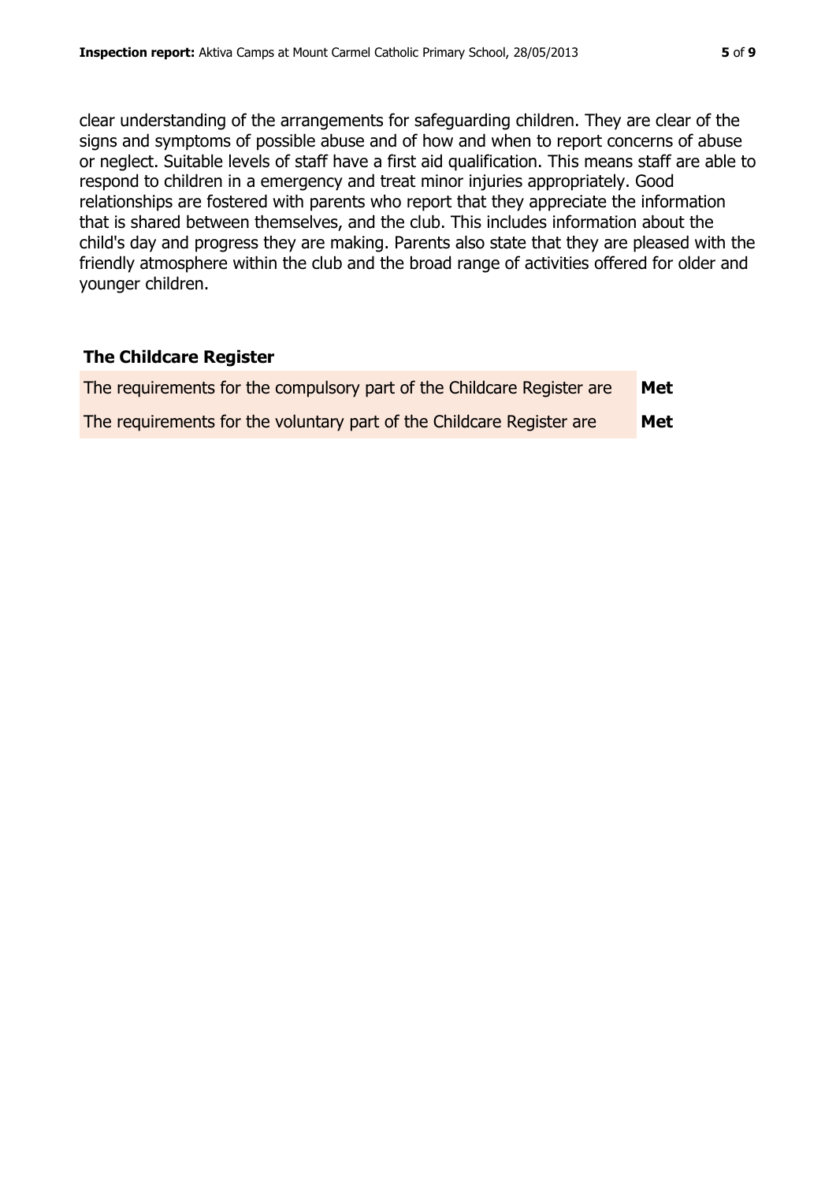clear understanding of the arrangements for safeguarding children. They are clear of the signs and symptoms of possible abuse and of how and when to report concerns of abuse or neglect. Suitable levels of staff have a first aid qualification. This means staff are able to respond to children in a emergency and treat minor injuries appropriately. Good relationships are fostered with parents who report that they appreciate the information that is shared between themselves, and the club. This includes information about the child's day and progress they are making. Parents also state that they are pleased with the friendly atmosphere within the club and the broad range of activities offered for older and younger children.

## The Childcare Register

| | |
|---|---|
| The requirements for the compulsory part of the Childcare Register are | **Met** |
| The requirements for the voluntary part of the Childcare Register are | **Met** |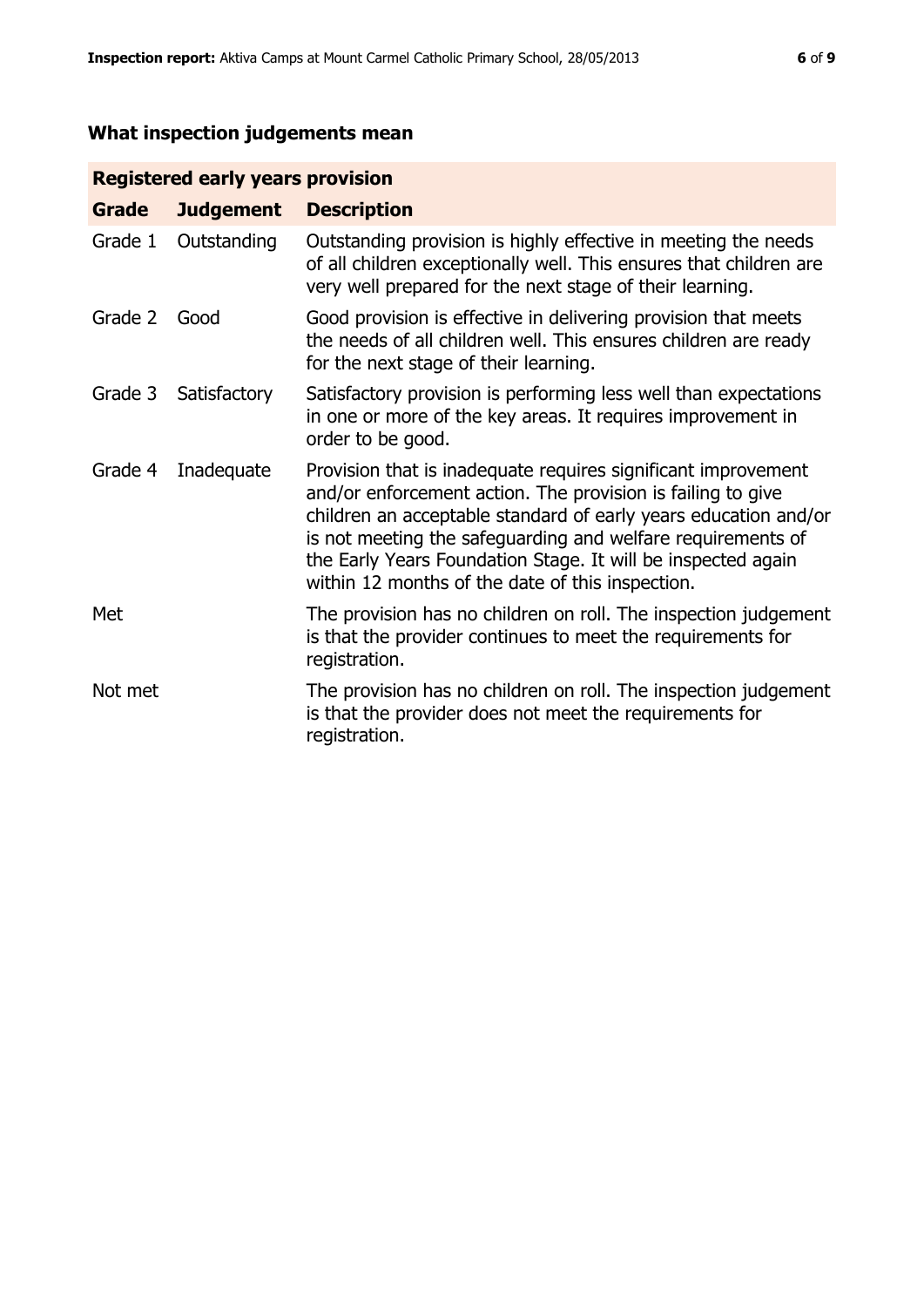## What inspection judgements mean

| Registered early years provision | | |
| --- | --- | --- |
| **Grade** | **Judgement** | **Description** |
| Grade 1 | Outstanding | Outstanding provision is highly effective in meeting the needs of all children exceptionally well. This ensures that children are very well prepared for the next stage of their learning. |
| Grade 2 | Good | Good provision is effective in delivering provision that meets the needs of all children well. This ensures children are ready for the next stage of their learning. |
| Grade 3 | Satisfactory | Satisfactory provision is performing less well than expectations in one or more of the key areas. It requires improvement in order to be good. |
| Grade 4 | Inadequate | Provision that is inadequate requires significant improvement and/or enforcement action. The provision is failing to give children an acceptable standard of early years education and/or is not meeting the safeguarding and welfare requirements of the Early Years Foundation Stage. It will be inspected again within 12 months of the date of this inspection. |
| Met | | The provision has no children on roll. The inspection judgement is that the provider continues to meet the requirements for registration. |
| Not met | | The provision has no children on roll. The inspection judgement is that the provider does not meet the requirements for registration. |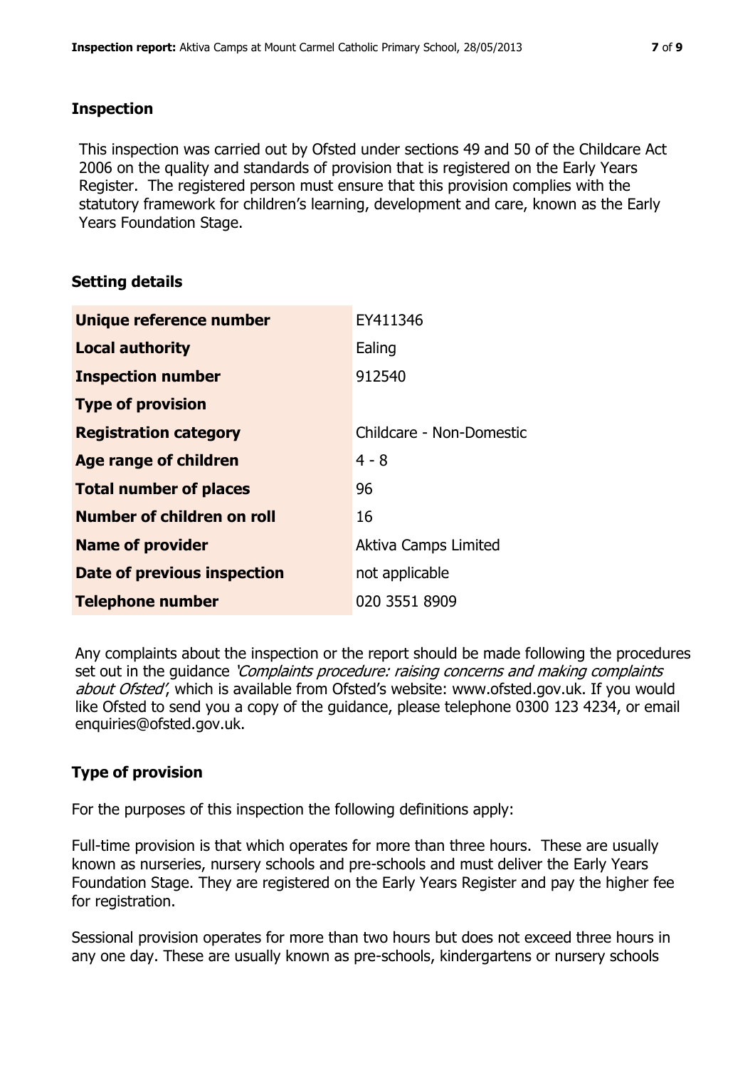## Inspection

This inspection was carried out by Ofsted under sections 49 and 50 of the Childcare Act 2006 on the quality and standards of provision that is registered on the Early Years Register. The registered person must ensure that this provision complies with the statutory framework for children's learning, development and care, known as the Early Years Foundation Stage.

## Setting details

| | |
|---|---|
| **Unique reference number** | EY411346 |
| **Local authority** | Ealing |
| **Inspection number** | 912540 |
| **Type of provision** | |
| **Registration category** | Childcare - Non-Domestic |
| **Age range of children** | 4 - 8 |
| **Total number of places** | 96 |
| **Number of children on roll** | 16 |
| **Name of provider** | Aktiva Camps Limited |
| **Date of previous inspection** | not applicable |
| **Telephone number** | 020 3551 8909 |

Any complaints about the inspection or the report should be made following the procedures set out in the guidance *'Complaints procedure: raising concerns and making complaints about Ofsted'*, which is available from Ofsted's website: www.ofsted.gov.uk. If you would like Ofsted to send you a copy of the guidance, please telephone 0300 123 4234, or email enquiries@ofsted.gov.uk.

## Type of provision

For the purposes of this inspection the following definitions apply:

Full-time provision is that which operates for more than three hours. These are usually known as nurseries, nursery schools and pre-schools and must deliver the Early Years Foundation Stage. They are registered on the Early Years Register and pay the higher fee for registration.

Sessional provision operates for more than two hours but does not exceed three hours in any one day. These are usually known as pre-schools, kindergartens or nursery schools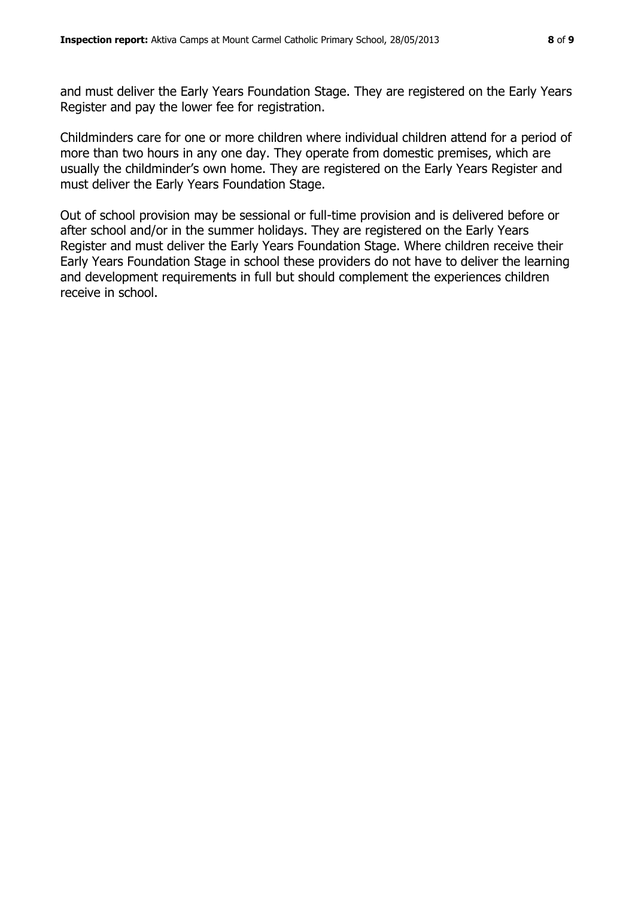and must deliver the Early Years Foundation Stage. They are registered on the Early Years Register and pay the lower fee for registration.

Childminders care for one or more children where individual children attend for a period of more than two hours in any one day. They operate from domestic premises, which are usually the childminder's own home. They are registered on the Early Years Register and must deliver the Early Years Foundation Stage.

Out of school provision may be sessional or full-time provision and is delivered before or after school and/or in the summer holidays. They are registered on the Early Years Register and must deliver the Early Years Foundation Stage. Where children receive their Early Years Foundation Stage in school these providers do not have to deliver the learning and development requirements in full but should complement the experiences children receive in school.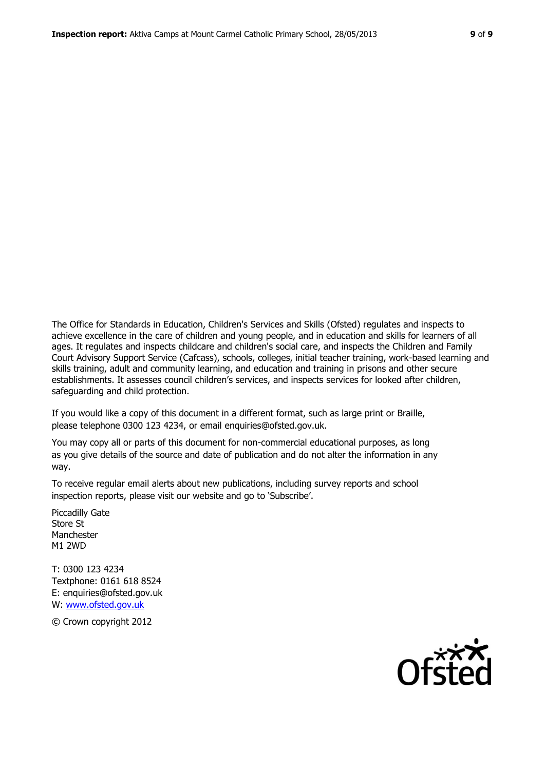The Office for Standards in Education, Children's Services and Skills (Ofsted) regulates and inspects to achieve excellence in the care of children and young people, and in education and skills for learners of all ages. It regulates and inspects childcare and children's social care, and inspects the Children and Family Court Advisory Support Service (Cafcass), schools, colleges, initial teacher training, work-based learning and skills training, adult and community learning, and education and training in prisons and other secure establishments. It assesses council children's services, and inspects services for looked after children, safeguarding and child protection.

If you would like a copy of this document in a different format, such as large print or Braille, please telephone 0300 123 4234, or email enquiries@ofsted.gov.uk.

You may copy all or parts of this document for non-commercial educational purposes, as long as you give details of the source and date of publication and do not alter the information in any way.

To receive regular email alerts about new publications, including survey reports and school inspection reports, please visit our website and go to 'Subscribe'.

Piccadilly Gate
Store St
Manchester
M1 2WD

T: 0300 123 4234
Textphone: 0161 618 8524
E: enquiries@ofsted.gov.uk
W: www.ofsted.gov.uk

© Crown copyright 2012

Ofsted